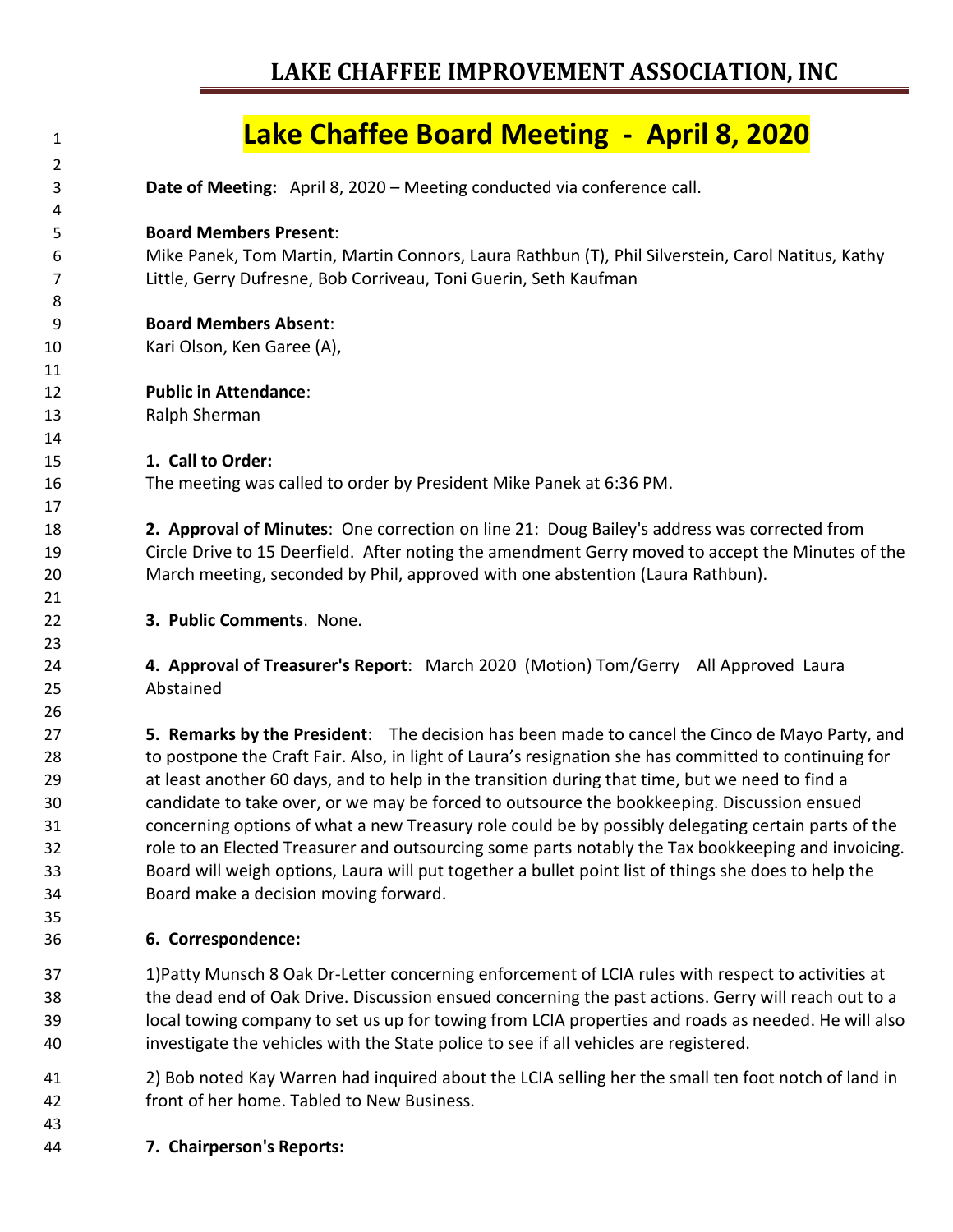# LAKE CHAFFEE IMPROVEMENT ASSOCIATION, INC

## Lake Chaffee Board Meeting - April 8, 2020

**Date of Meeting:** April 8, 2020 – Meeting conducted via conference call.

**Board Members Present**:
Mike Panek, Tom Martin, Martin Connors, Laura Rathbun (T), Phil Silverstein, Carol Natitus, Kathy Little, Gerry Dufresne, Bob Corriveau, Toni Guerin, Seth Kaufman

**Board Members Absent**:
Kari Olson, Ken Garee (A),

**Public in Attendance**:
Ralph Sherman

**1. Call to Order:**
The meeting was called to order by President Mike Panek at 6:36 PM.

**2. Approval of Minutes**: One correction on line 21: Doug Bailey's address was corrected from Circle Drive to 15 Deerfield. After noting the amendment Gerry moved to accept the Minutes of the March meeting, seconded by Phil, approved with one abstention (Laura Rathbun).

**3. Public Comments**. None.

**4. Approval of Treasurer's Report**: March 2020 (Motion) Tom/Gerry All Approved Laura Abstained

**5. Remarks by the President**: The decision has been made to cancel the Cinco de Mayo Party, and to postpone the Craft Fair. Also, in light of Laura's resignation she has committed to continuing for at least another 60 days, and to help in the transition during that time, but we need to find a candidate to take over, or we may be forced to outsource the bookkeeping. Discussion ensued concerning options of what a new Treasury role could be by possibly delegating certain parts of the role to an Elected Treasurer and outsourcing some parts notably the Tax bookkeeping and invoicing. Board will weigh options, Laura will put together a bullet point list of things she does to help the Board make a decision moving forward.

**6. Correspondence:**

1)Patty Munsch 8 Oak Dr-Letter concerning enforcement of LCIA rules with respect to activities at the dead end of Oak Drive. Discussion ensued concerning the past actions. Gerry will reach out to a local towing company to set us up for towing from LCIA properties and roads as needed. He will also investigate the vehicles with the State police to see if all vehicles are registered.

2) Bob noted Kay Warren had inquired about the LCIA selling her the small ten foot notch of land in front of her home. Tabled to New Business.

**7. Chairperson's Reports:**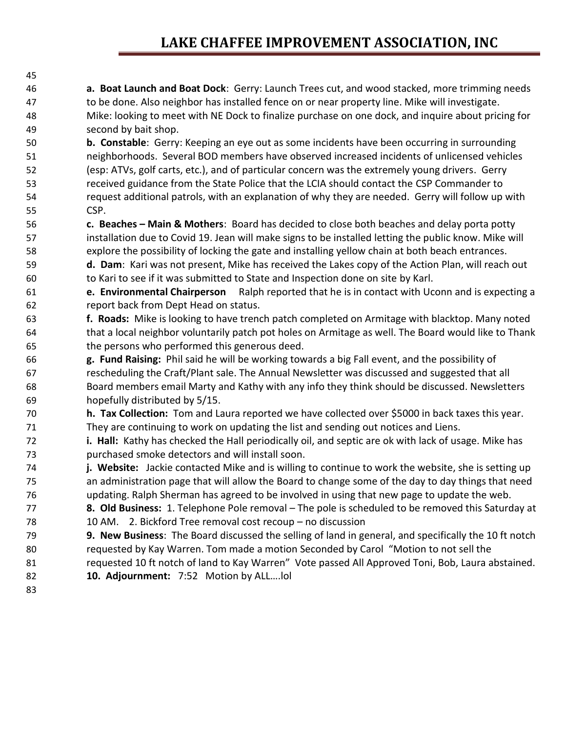**a. Boat Launch and Boat Dock**: Gerry: Launch Trees cut, and wood stacked, more trimming needs to be done. Also neighbor has installed fence on or near property line. Mike will investigate. Mike: looking to meet with NE Dock to finalize purchase on one dock, and inquire about pricing for second by bait shop.

**b. Constable**: Gerry: Keeping an eye out as some incidents have been occurring in surrounding neighborhoods. Several BOD members have observed increased incidents of unlicensed vehicles (esp: ATVs, golf carts, etc.), and of particular concern was the extremely young drivers. Gerry received guidance from the State Police that the LCIA should contact the CSP Commander to request additional patrols, with an explanation of why they are needed. Gerry will follow up with CSP.

**c. Beaches – Main & Mothers**: Board has decided to close both beaches and delay porta potty installation due to Covid 19. Jean will make signs to be installed letting the public know. Mike will explore the possibility of locking the gate and installing yellow chain at both beach entrances.

**d. Dam**: Kari was not present, Mike has received the Lakes copy of the Action Plan, will reach out to Kari to see if it was submitted to State and Inspection done on site by Karl.

**e. Environmental Chairperson** Ralph reported that he is in contact with Uconn and is expecting a report back from Dept Head on status.

**f. Roads:** Mike is looking to have trench patch completed on Armitage with blacktop. Many noted that a local neighbor voluntarily patch pot holes on Armitage as well. The Board would like to Thank the persons who performed this generous deed.

**g. Fund Raising:** Phil said he will be working towards a big Fall event, and the possibility of rescheduling the Craft/Plant sale. The Annual Newsletter was discussed and suggested that all Board members email Marty and Kathy with any info they think should be discussed. Newsletters hopefully distributed by 5/15.

**h. Tax Collection:** Tom and Laura reported we have collected over $5000 in back taxes this year. They are continuing to work on updating the list and sending out notices and Liens.

**i. Hall:** Kathy has checked the Hall periodically oil, and septic are ok with lack of usage. Mike has purchased smoke detectors and will install soon.

**j. Website:** Jackie contacted Mike and is willing to continue to work the website, she is setting up an administration page that will allow the Board to change some of the day to day things that need updating. Ralph Sherman has agreed to be involved in using that new page to update the web.

**8. Old Business:** 1. Telephone Pole removal – The pole is scheduled to be removed this Saturday at 10 AM. 2. Bickford Tree removal cost recoup – no discussion

**9. New Business**: The Board discussed the selling of land in general, and specifically the 10 ft notch requested by Kay Warren. Tom made a motion Seconded by Carol "Motion to not sell the requested 10 ft notch of land to Kay Warren" Vote passed All Approved Toni, Bob, Laura abstained.

**10. Adjournment:** 7:52 Motion by ALL….lol